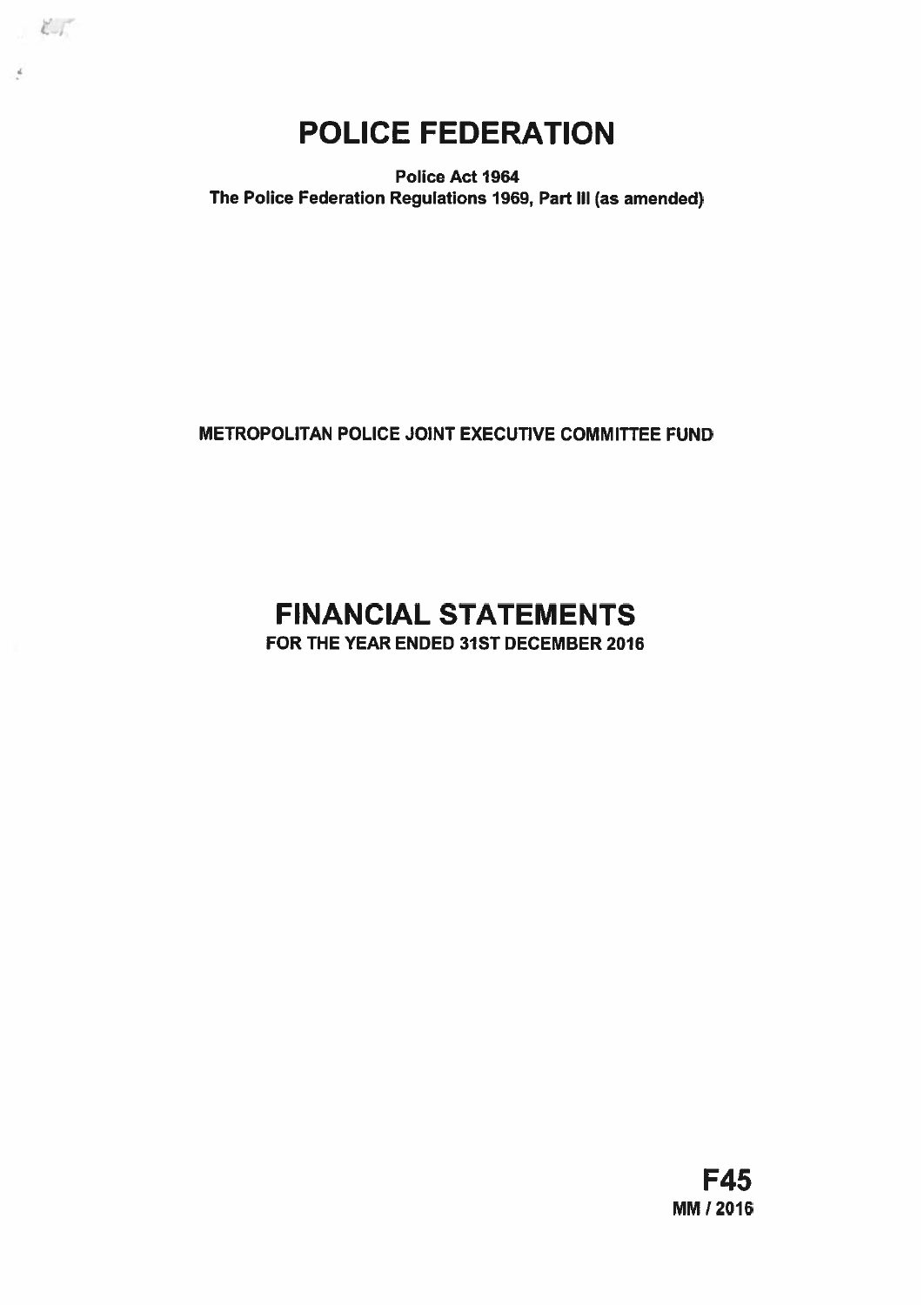# POLICE FEDERATION

**Police Act 1964**
**The Police Federation Regulations 1969, Part III (as amended)**

**METROPOLITAN POLICE JOINT EXECUTIVE COMMITTEE FUND**

# FINANCIAL STATEMENTS

**FOR THE YEAR ENDED 31ST DECEMBER 2016**

**F45**
**MM / 2016**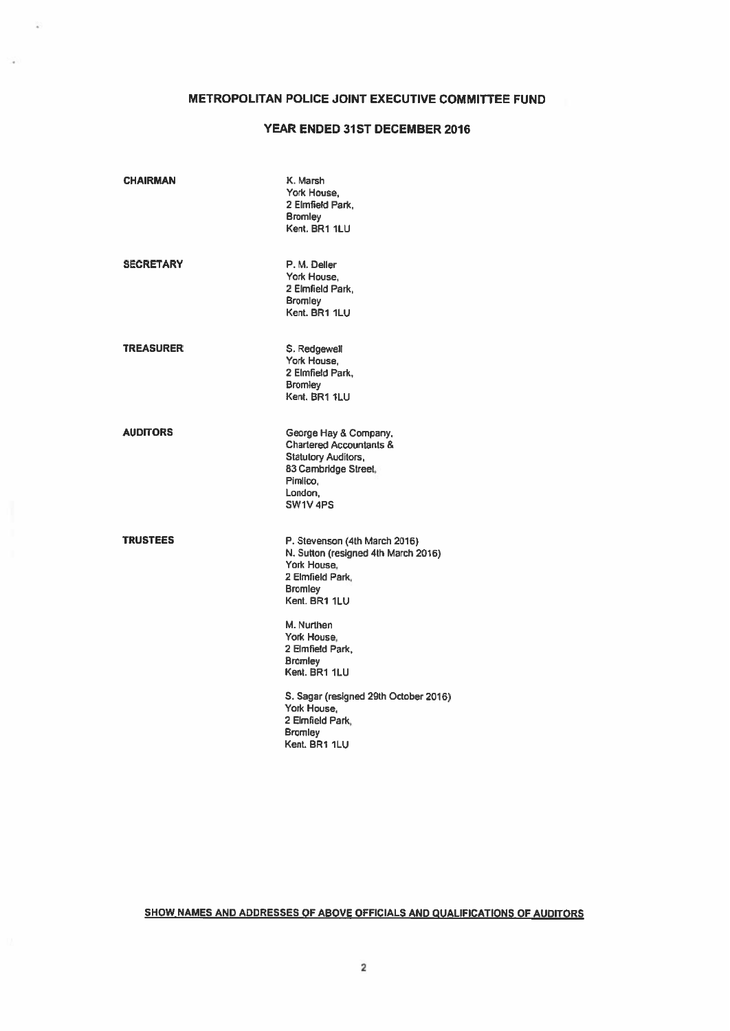# METROPOLITAN POLICE JOINT EXECUTIVE COMMITTEE FUND

## YEAR ENDED 31ST DECEMBER 2016

| | |
|---|---|
| **CHAIRMAN** | K. Marsh<br>York House,<br>2 Elmfield Park,<br>Bromley<br>Kent. BR1 1LU |
| **SECRETARY** | P. M. Deller<br>York House,<br>2 Elmfield Park,<br>Bromley<br>Kent. BR1 1LU |
| **TREASURER** | S. Redgewell<br>York House,<br>2 Elmfield Park,<br>Bromley<br>Kent. BR1 1LU |
| **AUDITORS** | George Hay & Company,<br>Chartered Accountants &<br>Statutory Auditors,<br>83 Cambridge Street,<br>Pimlico,<br>London,<br>SW1V 4PS |
| **TRUSTEES** | P. Stevenson (4th March 2016)<br>N. Sutton (resigned 4th March 2016)<br>York House,<br>2 Elmfield Park,<br>Bromley<br>Kent. BR1 1LU<br><br>M. Nurthen<br>York House,<br>2 Elmfield Park,<br>Bromley<br>Kent. BR1 1LU<br><br>S. Sagar (resigned 29th October 2016)<br>York House,<br>2 Elmfield Park,<br>Bromley<br>Kent. BR1 1LU |

**SHOW NAMES AND ADDRESSES OF ABOVE OFFICIALS AND QUALIFICATIONS OF AUDITORS**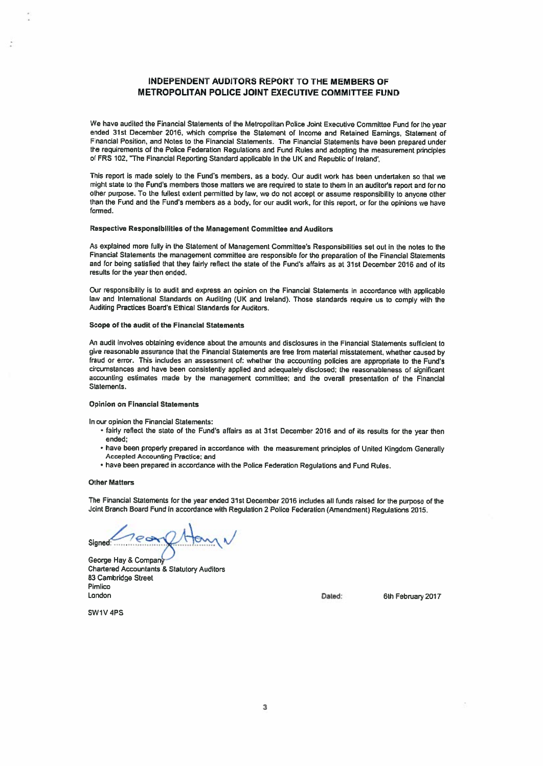# INDEPENDENT AUDITORS REPORT TO THE MEMBERS OF METROPOLITAN POLICE JOINT EXECUTIVE COMMITTEE FUND

We have audited the Financial Statements of the Metropolitan Police Joint Executive Committee Fund for the year ended 31st December 2016, which comprise the Statement of Income and Retained Earnings, Statement of Financial Position, and Notes to the Financial Statements. The Financial Statements have been prepared under the requirements of the Police Federation Regulations and Fund Rules and adopting the measurement principles of FRS 102, "The Financial Reporting Standard applicable in the UK and Republic of Ireland'.

This report is made solely to the Fund's members, as a body. Our audit work has been undertaken so that we might state to the Fund's members those matters we are required to state to them in an auditor's report and for no other purpose. To the fullest extent permitted by law, we do not accept or assume responsibility to anyone other than the Fund and the Fund's members as a body, for our audit work, for this report, or for the opinions we have formed.

### Respective Responsibilities of the Management Committee and Auditors

As explained more fully in the Statement of Management Committee's Responsibilities set out in the notes to the Financial Statements the management committee are responsible for the preparation of the Financial Statements and for being satisfied that they fairly reflect the state of the Fund's affairs as at 31st December 2016 and of its results for the year then ended.

Our responsibility is to audit and express an opinion on the Financial Statements in accordance with applicable law and International Standards on Auditing (UK and Ireland). Those standards require us to comply with the Auditing Practices Board's Ethical Standards for Auditors.

### Scope of the audit of the Financial Statements

An audit involves obtaining evidence about the amounts and disclosures in the Financial Statements sufficient to give reasonable assurance that the Financial Statements are free from material misstatement, whether caused by fraud or error. This includes an assessment of: whether the accounting policies are appropriate to the Fund's circumstances and have been consistently applied and adequately disclosed; the reasonableness of significant accounting estimates made by the management committee; and the overall presentation of the Financial Statements.

### Opinion on Financial Statements

In our opinion the Financial Statements:

- fairly reflect the state of the Fund's affairs as at 31st December 2016 and of its results for the year then ended;
- have been properly prepared in accordance with the measurement principles of United Kingdom Generally Accepted Accounting Practice; and
- have been prepared in accordance with the Police Federation Regulations and Fund Rules.

### Other Matters

The Financial Statements for the year ended 31st December 2016 includes all funds raised for the purpose of the Joint Branch Board Fund in accordance with Regulation 2 Police Federation (Amendment) Regulations 2015.

Signed: ........................................

George Hay & Company
Chartered Accountants & Statutory Auditors
83 Cambridge Street
Pimlico
London

SW1V 4PS

Dated: 6th February 2017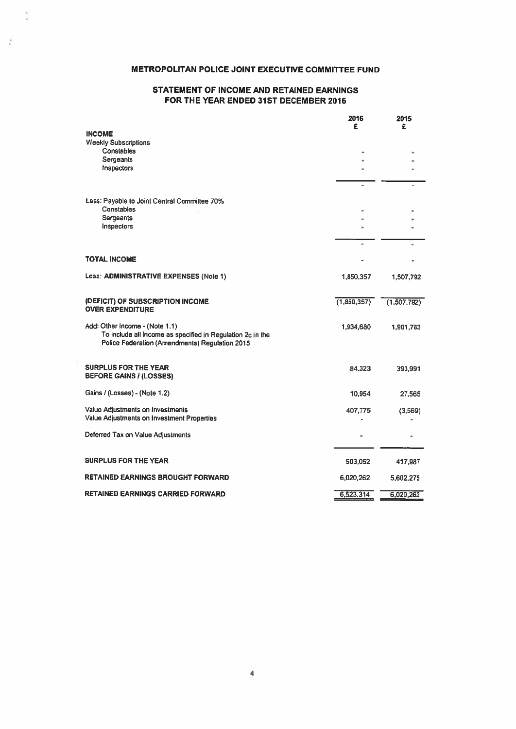## METROPOLITAN POLICE JOINT EXECUTIVE COMMITTEE FUND

### STATEMENT OF INCOME AND RETAINED EARNINGS FOR THE YEAR ENDED 31ST DECEMBER 2016

| | 2016 £ | 2015 £ |
|---|---|---|
| **INCOME** | | |
| Weekly Subscriptions | | |
| Constables | - | - |
| Sergeants | - | - |
| Inspectors | - | - |
| | - | - |
| Less: Payable to Joint Central Committee 70% | | |
| Constables | - | - |
| Sergeants | - | - |
| Inspectors | - | - |
| | - | - |
| **TOTAL INCOME** | - | - |
| Less: **ADMINISTRATIVE EXPENSES** (Note 1) | 1,850,357 | 1,507,792 |
| **(DEFICIT) OF SUBSCRIPTION INCOME OVER EXPENDITURE** | (1,850,357) | (1,507,792) |
| Add: Other Income - (Note 1.1) To include all income as specified in Regulation 2c in the Police Federation (Amendments) Regulation 2015 | 1,934,680 | 1,901,783 |
| **SURPLUS FOR THE YEAR BEFORE GAINS / (LOSSES)** | 84,323 | 393,991 |
| Gains / (Losses) - (Note 1.2) | 10,954 | 27,565 |
| Value Adjustments on Investments | 407,775 | (3,569) |
| Value Adjustments on Investment Properties | - | - |
| Deferred Tax on Value Adjustments | - | - |
| **SURPLUS FOR THE YEAR** | 503,052 | 417,987 |
| **RETAINED EARNINGS BROUGHT FORWARD** | 6,020,262 | 5,602,275 |
| **RETAINED EARNINGS CARRIED FORWARD** | 6,523,314 | 6,020,262 |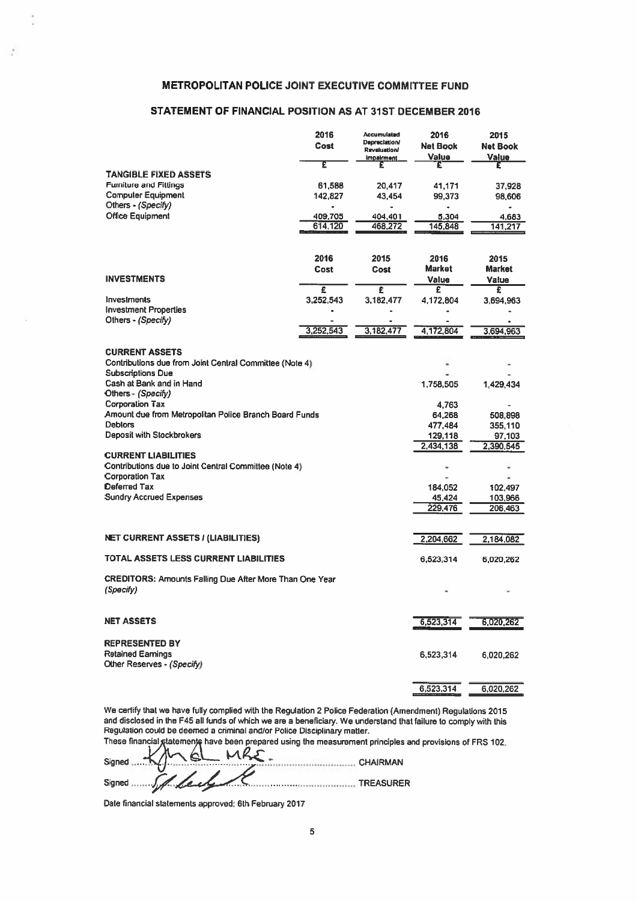# METROPOLITAN POLICE JOINT EXECUTIVE COMMITTEE FUND

## STATEMENT OF FINANCIAL POSITION AS AT 31ST DECEMBER 2016

| | 2016 Cost | Accumulated Depreciation/ Revaluation/ Impairment | 2016 Net Book Value | 2015 Net Book Value |
|---|---|---|---|---|
| | £ | £ | £ | £ |
| **TANGIBLE FIXED ASSETS** | | | | |
| Furniture and Fittings | 61,588 | 20,417 | 41,171 | 37,928 |
| Computer Equipment | 142,827 | 43,454 | 99,373 | 98,606 |
| Others - *(Specify)* | - | - | - | - |
| Office Equipment | 409,705 | 404,401 | 5,304 | 4,683 |
| | 614,120 | 468,272 | 145,848 | 141,217 |

| **INVESTMENTS** | 2016 Cost | 2015 Cost | 2016 Market Value | 2015 Market Value |
|---|---|---|---|---|
| | £ | £ | £ | £ |
| Investments | 3,252,543 | 3,182,477 | 4,172,804 | 3,694,963 |
| Investment Properties | - | - | - | - |
| Others - *(Specify)* | - | - | - | - |
| | 3,252,543 | 3,182,477 | 4,172,804 | 3,694,963 |

| | 2016 | 2015 |
|---|---|---|
| **CURRENT ASSETS** | | |
| Contributions due from Joint Central Committee (Note 4) | - | - |
| Subscriptions Due | - | - |
| Cash at Bank and in Hand | 1,758,505 | 1,429,434 |
| Others - *(Specify)* | | |
| Corporation Tax | 4,763 | - |
| Amount due from Metropolitan Police Branch Board Funds | 64,268 | 508,898 |
| Debtors | 477,484 | 355,110 |
| Deposit with Stockbrokers | 129,118 | 97,103 |
| | 2,434,138 | 2,390,545 |
| **CURRENT LIABILITIES** | | |
| Contributions due to Joint Central Committee (Note 4) | - | - |
| Corporation Tax | - | - |
| Deferred Tax | 184,052 | 102,497 |
| Sundry Accrued Expenses | 45,424 | 103,966 |
| | 229,476 | 206,463 |
| **NET CURRENT ASSETS / (LIABILITIES)** | 2,204,662 | 2,184,082 |
| **TOTAL ASSETS LESS CURRENT LIABILITIES** | 6,523,314 | 6,020,262 |
| **CREDITORS:** Amounts Falling Due After More Than One Year *(Specify)* | - | - |
| **NET ASSETS** | 6,523,314 | 6,020,262 |
| **REPRESENTED BY** | | |
| Retained Earnings | 6,523,314 | 6,020,262 |
| Other Reserves - *(Specify)* | | |
| | 6,523,314 | 6,020,262 |

We certify that we have fully complied with the Regulation 2 Police Federation (Amendment) Regulations 2015 and disclosed in the F45 all funds of which we are a beneficiary. We understand that failure to comply with this Regulation could be deemed a criminal and/or Police Disciplinary matter.

These financial statements have been prepared using the measurement principles and provisions of FRS 102.

Signed ........................................ CHAIRMAN

Signed ........................................ TREASURER

Date financial statements approved: 6th February 2017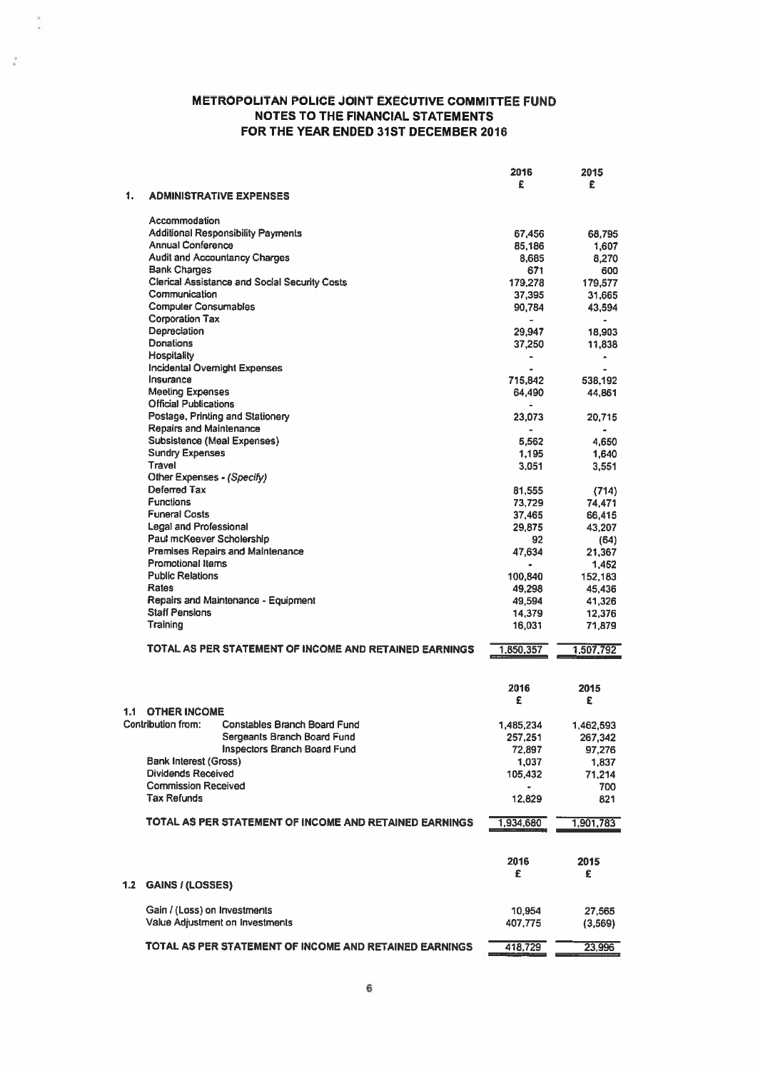# METROPOLITAN POLICE JOINT EXECUTIVE COMMITTEE FUND
## NOTES TO THE FINANCIAL STATEMENTS
## FOR THE YEAR ENDED 31ST DECEMBER 2016

| | 2016 £ | 2015 £ |
|---|---|---|
| **1. ADMINISTRATIVE EXPENSES** | | |
| Accommodation | | |
| Additional Responsibility Payments | 67,456 | 68,795 |
| Annual Conference | 85,186 | 1,607 |
| Audit and Accountancy Charges | 8,685 | 8,270 |
| Bank Charges | 671 | 600 |
| Clerical Assistance and Social Security Costs | 179,278 | 179,577 |
| Communication | 37,395 | 31,665 |
| Computer Consumables | 90,784 | 43,594 |
| Corporation Tax | - | - |
| Depreciation | 29,947 | 18,903 |
| Donations | 37,250 | 11,838 |
| Hospitality | - | - |
| Incidental Overnight Expenses | - | - |
| Insurance | 715,842 | 538,192 |
| Meeting Expenses | 64,490 | 44,861 |
| Official Publications | - | |
| Postage, Printing and Stationery | 23,073 | 20,715 |
| Repairs and Maintenance | - | - |
| Subsistence (Meal Expenses) | 5,562 | 4,650 |
| Sundry Expenses | 1,195 | 1,640 |
| Travel | 3,051 | 3,551 |
| Other Expenses - *(Specify)* | | |
| Deferred Tax | 81,555 | (714) |
| Functions | 73,729 | 74,471 |
| Funeral Costs | 37,465 | 66,415 |
| Legal and Professional | 29,875 | 43,207 |
| Paul mcKeever Scholership | 92 | (64) |
| Premises Repairs and Maintenance | 47,634 | 21,367 |
| Promotional Items | - | 1,452 |
| Public Relations | 100,840 | 152,183 |
| Rates | 49,298 | 45,436 |
| Repairs and Maintenance - Equipment | 49,594 | 41,326 |
| Staff Pensions | 14,379 | 12,376 |
| Training | 16,031 | 71,879 |
| **TOTAL AS PER STATEMENT OF INCOME AND RETAINED EARNINGS** | **1,850,357** | **1,507,792** |

| | 2016 £ | 2015 £ |
|---|---|---|
| **1.1 OTHER INCOME** | | |
| Contribution from: Constables Branch Board Fund | 1,485,234 | 1,462,593 |
| Sergeants Branch Board Fund | 257,251 | 267,342 |
| Inspectors Branch Board Fund | 72,897 | 97,276 |
| Bank Interest (Gross) | 1,037 | 1,837 |
| Dividends Received | 105,432 | 71,214 |
| Commission Received | - | 700 |
| Tax Refunds | 12,829 | 821 |
| **TOTAL AS PER STATEMENT OF INCOME AND RETAINED EARNINGS** | **1,934,680** | **1,901,783** |

| | 2016 £ | 2015 £ |
|---|---|---|
| **1.2 GAINS / (LOSSES)** | | |
| Gain / (Loss) on Investments | 10,954 | 27,565 |
| Value Adjustment on Investments | 407,775 | (3,569) |
| **TOTAL AS PER STATEMENT OF INCOME AND RETAINED EARNINGS** | **418,729** | **23,996** |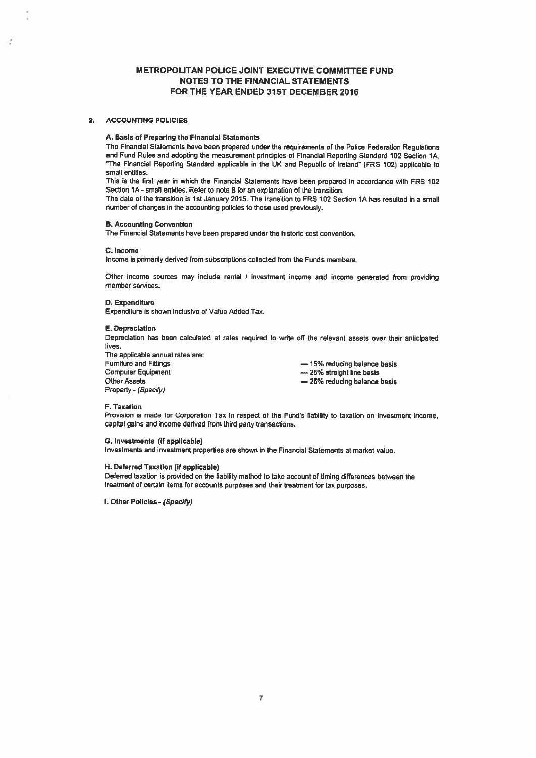# METROPOLITAN POLICE JOINT EXECUTIVE COMMITTEE FUND
## NOTES TO THE FINANCIAL STATEMENTS
## FOR THE YEAR ENDED 31ST DECEMBER 2016

**2. ACCOUNTING POLICIES**

**A. Basis of Preparing the Financial Statements**

The Financial Statements have been prepared under the requirements of the Police Federation Regulations and Fund Rules and adopting the measurement principles of Financial Reporting Standard 102 Section 1A, "The Financial Reporting Standard applicable in the UK and Republic of Ireland" (FRS 102) applicable to small entities.

This is the first year in which the Financial Statements have been prepared in accordance with FRS 102 Section 1A - small entities. Refer to note 8 for an explanation of the transition.

The date of the transition is 1st January 2015. The transition to FRS 102 Section 1A has resulted in a small number of changes in the accounting policies to those used previously.

**B. Accounting Convention**

The Financial Statements have been prepared under the historic cost convention.

**C. Income**

Income is primarily derived from subscriptions collected from the Funds members.

Other income sources may include rental / investment income and income generated from providing member services.

**D. Expenditure**

Expenditure is shown inclusive of Value Added Tax.

**E. Depreciation**

Depreciation has been calculated at rates required to write off the relevant assets over their anticipated lives.

The applicable annual rates are:

| | |
|---|---|
| Furniture and Fittings | — 15% reducing balance basis |
| Computer Equipment | — 25% straight line basis |
| Other Assets | — 25% reducing balance basis |
| Property - *(Specify)* | |

**F. Taxation**

Provision is made for Corporation Tax in respect of the Fund's liability to taxation on investment income, capital gains and income derived from third party transactions.

**G. Investments (if applicable)**

Investments and investment properties are shown in the Financial Statements at market value.

**H. Deferred Taxation (if applicable)**

Deferred taxation is provided on the liability method to take account of timing differences between the treatment of certain items for accounts purposes and their treatment for tax purposes.

**I. Other Policies - *(Specify)***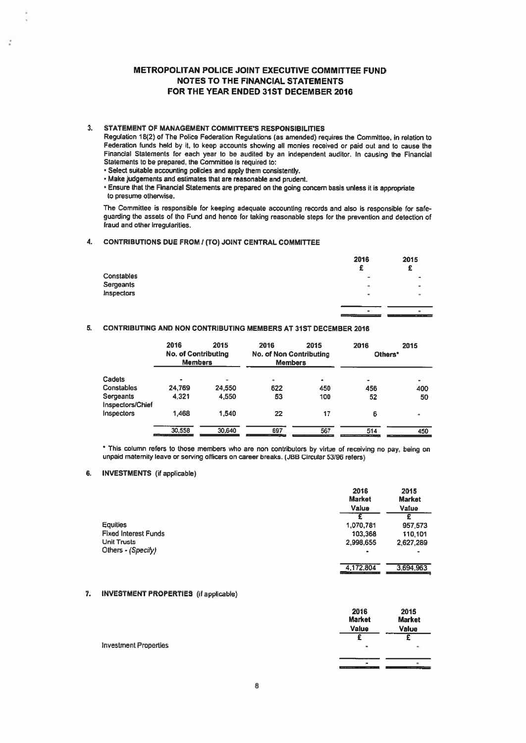# METROPOLITAN POLICE JOINT EXECUTIVE COMMITTEE FUND
## NOTES TO THE FINANCIAL STATEMENTS
## FOR THE YEAR ENDED 31ST DECEMBER 2016

### 3. STATEMENT OF MANAGEMENT COMMITTEE'S RESPONSIBILITIES

Regulation 18(2) of The Police Federation Regulations (as amended) requires the Committee, in relation to Federation funds held by it, to keep accounts showing all monies received or paid out and to cause the Financial Statements for each year to be audited by an independent auditor. In causing the Financial Statements to be prepared, the Committee is required to:

- Select suitable accounting policies and apply them consistently.
- Make judgements and estimates that are reasonable and prudent.
- Ensure that the Financial Statements are prepared on the going concern basis unless it is appropriate to presume otherwise.

The Committee is responsible for keeping adequate accounting records and also is responsible for safe-guarding the assets of the Fund and hence for taking reasonable steps for the prevention and detection of fraud and other irregularities.

### 4. CONTRIBUTIONS DUE FROM / (TO) JOINT CENTRAL COMMITTEE

| | 2016 £ | 2015 £ |
|---|---|---|
| Constables | - | - |
| Sergeants | - | - |
| Inspectors | - | - |
| | - | - |

### 5. CONTRIBUTING AND NON CONTRIBUTING MEMBERS AT 31ST DECEMBER 2016

| | 2016 | 2015 | 2016 | 2015 | 2016 | 2015 |
|---|---|---|---|---|---|---|
| | No. of Contributing Members | | No. of Non Contributing Members | | Others* | |
| Cadets | - | - | - | - | - | - |
| Constables | 24,769 | 24,550 | 622 | 450 | 456 | 400 |
| Sergeants | 4,321 | 4,550 | 53 | 100 | 52 | 50 |
| Inspectors/Chief Inspectors | 1,468 | 1,540 | 22 | 17 | 6 | - |
| | 30,558 | 30,640 | 697 | 567 | 514 | 450 |

\* This column refers to those members who are non contributors by virtue of receiving no pay, being on unpaid maternity leave or serving officers on career breaks. (JBB Circular 53/96 refers)

### 6. INVESTMENTS (if applicable)

| | 2016 Market Value £ | 2015 Market Value £ |
|---|---|---|
| Equities | 1,070,781 | 957,573 |
| Fixed Interest Funds | 103,368 | 110,101 |
| Unit Trusts | 2,998,655 | 2,627,289 |
| Others - *(Specify)* | - | - |
| | 4,172,804 | 3,694,963 |

### 7. INVESTMENT PROPERTIES (if applicable)

| | 2016 Market Value £ | 2015 Market Value £ |
|---|---|---|
| Investment Properties | - | - |
| | - | - |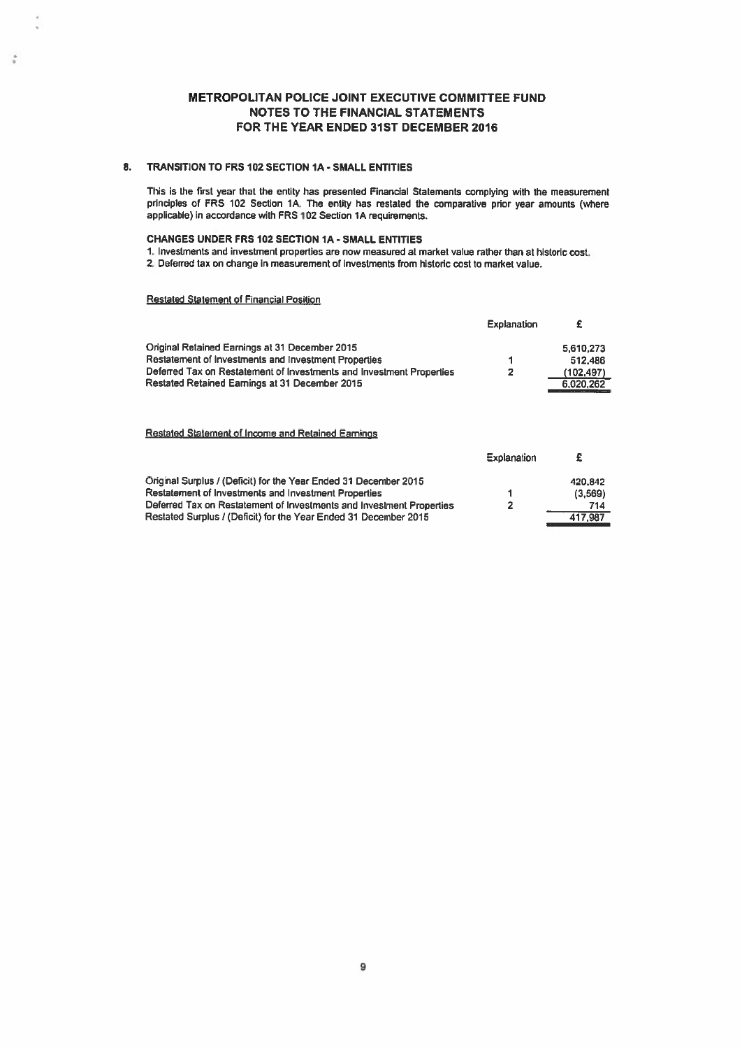# METROPOLITAN POLICE JOINT EXECUTIVE COMMITTEE FUND
## NOTES TO THE FINANCIAL STATEMENTS
## FOR THE YEAR ENDED 31ST DECEMBER 2016

### 8. TRANSITION TO FRS 102 SECTION 1A - SMALL ENTITIES

This is the first year that the entity has presented Financial Statements complying with the measurement principles of FRS 102 Section 1A. The entity has restated the comparative prior year amounts (where applicable) in accordance with FRS 102 Section 1A requirements.

**CHANGES UNDER FRS 102 SECTION 1A - SMALL ENTITIES**

1. Investments and investment properties are now measured at market value rather than at historic cost.
2. Deferred tax on change in measurement of investments from historic cost to market value.

<u>Restated Statement of Financial Position</u>

| | Explanation | £ |
|---|---|---|
| Original Retained Earnings at 31 December 2015 | | 5,610,273 |
| Restatement of Investments and Investment Properties | 1 | 512,486 |
| Deferred Tax on Restatement of Investments and Investment Properties | 2 | (102,497) |
| Restated Retained Earnings at 31 December 2015 | | 6,020,262 |

<u>Restated Statement of Income and Retained Earnings</u>

| | Explanation | £ |
|---|---|---|
| Original Surplus / (Deficit) for the Year Ended 31 December 2015 | | 420,842 |
| Restatement of Investments and Investment Properties | 1 | (3,569) |
| Deferred Tax on Restatement of Investments and Investment Properties | 2 | 714 |
| Restated Surplus / (Deficit) for the Year Ended 31 December 2015 | | 417,987 |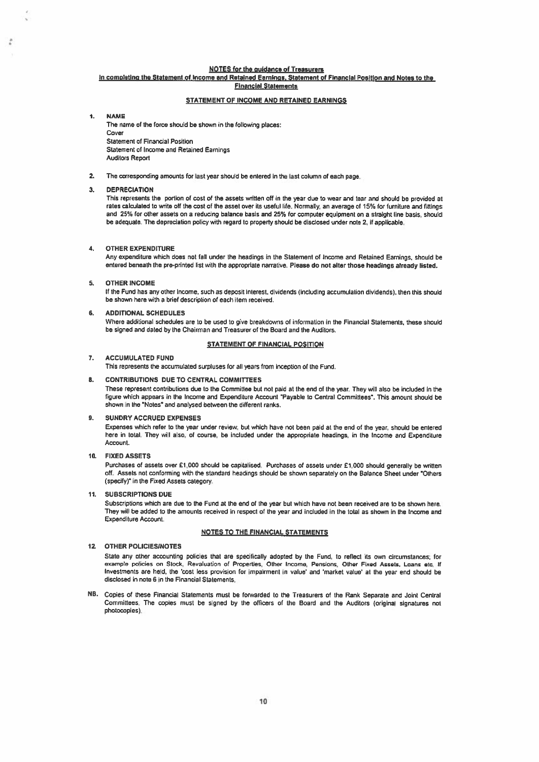## NOTES for the guidance of Treasurers

### In completing the Statement of Income and Retained Earnings, Statement of Financial Position and Notes to the Financial Statements

### STATEMENT OF INCOME AND RETAINED EARNINGS

**1. NAME**

The name of the force should be shown in the following places:
Cover
Statement of Financial Position
Statement of Income and Retained Earnings
Auditors Report

**2.** The corresponding amounts for last year should be entered in the last column of each page.

**3. DEPRECIATION**

This represents the portion of cost of the assets written off in the year due to wear and tear and should be provided at rates calculated to write off the cost of the asset over its useful life. Normally, an average of 15% for furniture and fittings and 25% for other assets on a reducing balance basis and 25% for computer equipment on a straight line basis, should be adequate. The depreciation policy with regard to property should be disclosed under note 2, if applicable.

**4. OTHER EXPENDITURE**

Any expenditure which does not fall under the headings in the Statement of Income and Retained Earnings, should be entered beneath the pre-printed list with the appropriate narrative. **Please do not alter those headings already listed.**

**5. OTHER INCOME**

If the Fund has any other income, such as deposit interest, dividends (including accumulation dividends), then this should be shown here with a brief description of each item received.

**6. ADDITIONAL SCHEDULES**

Where additional schedules are to be used to give breakdowns of information in the Financial Statements, these should be signed and dated by the Chairman and Treasurer of the Board and the Auditors.

### STATEMENT OF FINANCIAL POSITION

**7. ACCUMULATED FUND**

This represents the accumulated surpluses for all years from inception of the Fund.

**8. CONTRIBUTIONS DUE TO CENTRAL COMMITTEES**

These represent contributions due to the Committee but not paid at the end of the year. They will also be included in the figure which appears in the Income and Expenditure Account "Payable to Central Committees". This amount should be shown in the "Notes" and analysed between the different ranks.

**9. SUNDRY ACCRUED EXPENSES**

Expenses which refer to the year under review, but which have not been paid at the end of the year, should be entered here in total. They will also, of course, be included under the appropriate headings, in the Income and Expenditure Account.

**10. FIXED ASSETS**

Purchases of assets over £1,000 should be capitalised. Purchases of assets under £1,000 should generally be written off. Assets not conforming with the standard headings should be shown separately on the Balance Sheet under "Others (specify)" in the Fixed Assets category.

**11. SUBSCRIPTIONS DUE**

Subscriptions which are due to the Fund at the end of the year but which have not been received are to be shown here. They will be added to the amounts received in respect of the year and included in the total as shown in the Income and Expenditure Account.

### NOTES TO THE FINANCIAL STATEMENTS

**12. OTHER POLICIES/NOTES**

State any other accounting policies that are specifically adopted by the Fund, to reflect its own circumstances; for example policies on Stock, Revaluation of Properties, Other Income, Pensions, Other Fixed Assets, Loans etc. If Investments are held, the 'cost less provision for impairment in value' and 'market value' at the year end should be disclosed in note 6 in the Financial Statements.

**NB.** Copies of these Financial Statements must be forwarded to the Treasurers of the Rank Separate and Joint Central Committees. The copies must be signed by the officers of the Board and the Auditors (original signatures not photocopies).